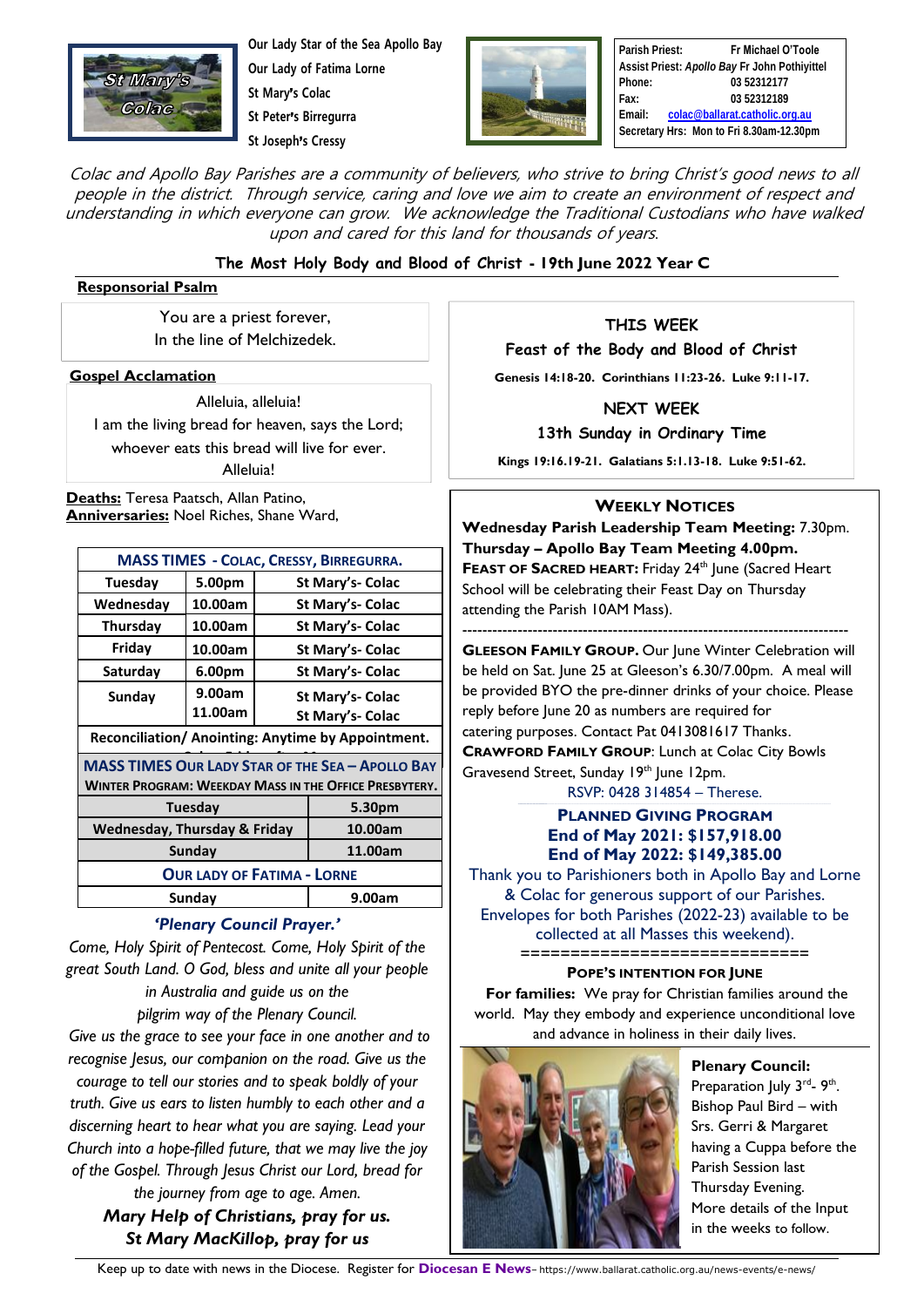Our Lady Star of the Sea Apollo Bay
Our Lady of Fatima Lorne
St Mary's Colac
St Peter's Birregurra
St Joseph's Cressy

| | |
|---|---|
| Parish Priest: | Fr Michael O'Toole |
| Assist Priest: *Apollo Bay* | Fr John Pothiyittel |
| Phone: | 03 52312177 |
| Fax: | 03 52312189 |
| Email: | colac@ballarat.catholic.org.au |
| Secretary Hrs: | Mon to Fri 8.30am-12.30pm |

*Colac and Apollo Bay Parishes are a community of believers, who strive to bring Christ's good news to all people in the district. Through service, caring and love we aim to create an environment of respect and understanding in which everyone can grow. We acknowledge the Traditional Custodians who have walked upon and cared for this land for thousands of years.*

## The Most Holy Body and Blood of Christ - 19th June 2022 Year C

**Responsorial Psalm**

You are a priest forever,
In the line of Melchizedek.

**Gospel Acclamation**

Alleluia, alleluia!
I am the living bread for heaven, says the Lord;
whoever eats this bread will live for ever.
Alleluia!

**Deaths:** Teresa Paatsch, Allan Patino,
**Anniversaries:** Noel Riches, Shane Ward,

| MASS TIMES - COLAC, CRESSY, BIRREGURRA. | | |
|---|---|---|
| Tuesday | 5.00pm | St Mary's- Colac |
| Wednesday | 10.00am | St Mary's- Colac |
| Thursday | 10.00am | St Mary's- Colac |
| Friday | 10.00am | St Mary's- Colac |
| Saturday | 6.00pm | St Mary's- Colac |
| Sunday | 9.00am<br>11.00am | St Mary's- Colac<br>St Mary's- Colac |
| Reconciliation/ Anointing: Anytime by Appointment. | | |

| MASS TIMES OUR LADY STAR OF THE SEA – APOLLO BAY<br>WINTER PROGRAM: WEEKDAY MASS IN THE OFFICE PRESBYTERY. | |
|---|---|
| Tuesday | 5.30pm |
| Wednesday, Thursday & Friday | 10.00am |
| Sunday | 11.00am |
| **OUR LADY OF FATIMA - LORNE** | |
| Sunday | 9.00am |

### *'Plenary Council Prayer.'*

*Come, Holy Spirit of Pentecost. Come, Holy Spirit of the great South Land. O God, bless and unite all your people in Australia and guide us on the pilgrim way of the Plenary Council. Give us the grace to see your face in one another and to recognise Jesus, our companion on the road. Give us the courage to tell our stories and to speak boldly of your truth. Give us ears to listen humbly to each other and a discerning heart to hear what you are saying. Lead your Church into a hope-filled future, that we may live the joy of the Gospel. Through Jesus Christ our Lord, bread for the journey from age to age. Amen.*

***Mary Help of Christians, pray for us.***
***St Mary MacKillop, pray for us***

### THIS WEEK
### Feast of the Body and Blood of Christ

**Genesis 14:18-20. Corinthians 11:23-26. Luke 9:11-17.**

### NEXT WEEK
### 13th Sunday in Ordinary Time

**Kings 19:16.19-21. Galatians 5:1.13-18. Luke 9:51-62.**

### WEEKLY NOTICES

**Wednesday Parish Leadership Team Meeting:** 7.30pm.
**Thursday – Apollo Bay Team Meeting 4.00pm.**
**FEAST OF SACRED HEART:** Friday 24th June (Sacred Heart School will be celebrating their Feast Day on Thursday attending the Parish 10AM Mass).

---

**GLEESON FAMILY GROUP.** Our June Winter Celebration will be held on Sat. June 25 at Gleeson's 6.30/7.00pm. A meal will be provided BYO the pre-dinner drinks of your choice. Please reply before June 20 as numbers are required for catering purposes. Contact Pat 0413081617 Thanks.
**CRAWFORD FAMILY GROUP**: Lunch at Colac City Bowls Gravesend Street, Sunday 19th June 12pm.
RSVP: 0428 314854 – Therese.

### PLANNED GIVING PROGRAM
**End of May 2021: $157,918.00**
**End of May 2022: $149,385.00**

Thank you to Parishioners both in Apollo Bay and Lorne & Colac for generous support of our Parishes. Envelopes for both Parishes (2022-23) available to be collected at all Masses this weekend).

---

**POPE'S INTENTION FOR JUNE**

**For families:** We pray for Christian families around the world. May they embody and experience unconditional love and advance in holiness in their daily lives.

**Plenary Council:**
Preparation July 3rd- 9th. Bishop Paul Bird – with Srs. Gerri & Margaret having a Cuppa before the Parish Session last Thursday Evening. More details of the Input in the weeks to follow.

Keep up to date with news in the Diocese. Register for **Diocesan E News**– https://www.ballarat.catholic.org.au/news-events/e-news/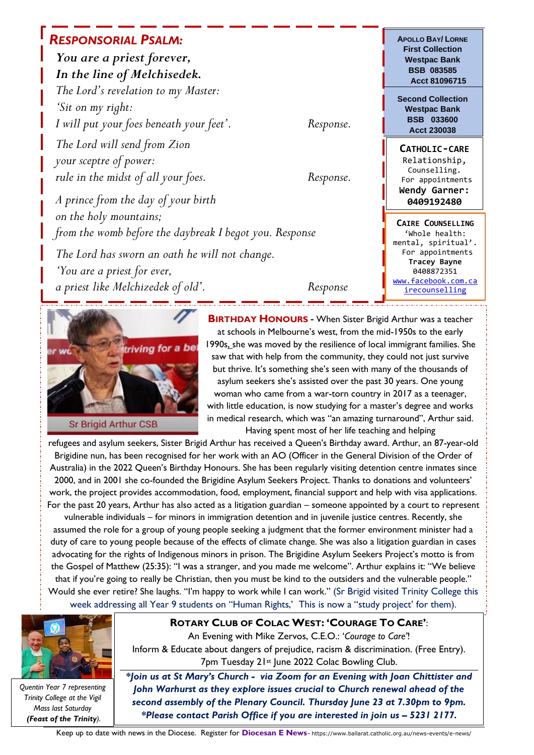## *Responsorial Psalm:*

***You are a priest forever,***
***In the line of Melchisedek.***

*The Lord's revelation to my Master:*
*'Sit on my right:*
*I will put your foes beneath your feet'.* *Response.*

*The Lord will send from Zion*
*your sceptre of power:*
*rule in the midst of all your foes.* *Response.*

*A prince from the day of your birth*
*on the holy mountains;*
*from the womb before the daybreak I begot you. Response*

*The Lord has sworn an oath he will not change.*
*'You are a priest for ever,*
*a priest like Melchizedek of old'.* *Response*

**Apollo Bay/ Lorne**
**First Collection**
**Westpac Bank**
**BSB 083585**
**Acct 81096715**

**Second Collection**
**Westpac Bank**
**BSB 033600**
**Acct 230038**

**CATHOLIC-CARE**
Relationship,
Counselling.
For appointments
**Wendy Garner:**
**0409192480**

**Caire Counselling**
'Whole health:
mental, spiritual'.
For appointments
**Tracey Bayne**
0408872351
www.facebook.com.ca irecounselling

Sr Brigid Arthur CSB

**Birthday Honours -** When Sister Brigid Arthur was a teacher at schools in Melbourne's west, from the mid-1950s to the early 1990s, she was moved by the resilience of local immigrant families. She saw that with help from the community, they could not just survive but thrive. It's something she's seen with many of the thousands of asylum seekers she's assisted over the past 30 years. One young woman who came from a war-torn country in 2017 as a teenager, with little education, is now studying for a master's degree and works in medical research, which was "an amazing turnaround", Arthur said. Having spent most of her life teaching and helping refugees and asylum seekers, Sister Brigid Arthur has received a Queen's Birthday award. Arthur, an 87-year-old Brigidine nun, has been recognised for her work with an AO (Officer in the General Division of the Order of Australia) in the 2022 Queen's Birthday Honours. She has been regularly visiting detention centre inmates since 2000, and in 2001 she co-founded the Brigidine Asylum Seekers Project. Thanks to donations and volunteers' work, the project provides accommodation, food, employment, financial support and help with visa applications. For the past 20 years, Arthur has also acted as a litigation guardian – someone appointed by a court to represent vulnerable individuals – for minors in immigration detention and in juvenile justice centres. Recently, she assumed the role for a group of young people seeking a judgment that the former environment minister had a duty of care to young people because of the effects of climate change. She was also a litigation guardian in cases advocating for the rights of Indigenous minors in prison. The Brigidine Asylum Seekers Project's motto is from the Gospel of Matthew (25:35): "I was a stranger, and you made me welcome". Arthur explains it: "We believe that if you're going to really be Christian, then you must be kind to the outsiders and the vulnerable people." Would she ever retire? She laughs. "I'm happy to work while I can work." (Sr Brigid visited Trinity College this week addressing all Year 9 students on "Human Rights,' This is now a "study project' for them).

*Quentin Year 7 representing Trinity College at the Vigil Mass last Saturday* ***(Feast of the Trinity).***

**Rotary Club of Colac West: 'Courage To Care'**:
An Evening with Mike Zervos, C.E.O.: '*Courage to Care*'!
Inform & Educate about dangers of prejudice, racism & discrimination. (Free Entry).
7pm Tuesday 21st June 2022 Colac Bowling Club.

***\*Join us at St Mary's Church - via Zoom for an Evening with Joan Chittister and John Warhurst as they explore issues crucial to Church renewal ahead of the second assembly of the Plenary Council. Thursday June 23 at 7.30pm to 9pm.***
***\*Please contact Parish Office if you are interested in join us – 5231 2177.***

Keep up to date with news in the Diocese. Register for **Diocesan E News**– https://www.ballarat.catholic.org.au/news-events/e-news/